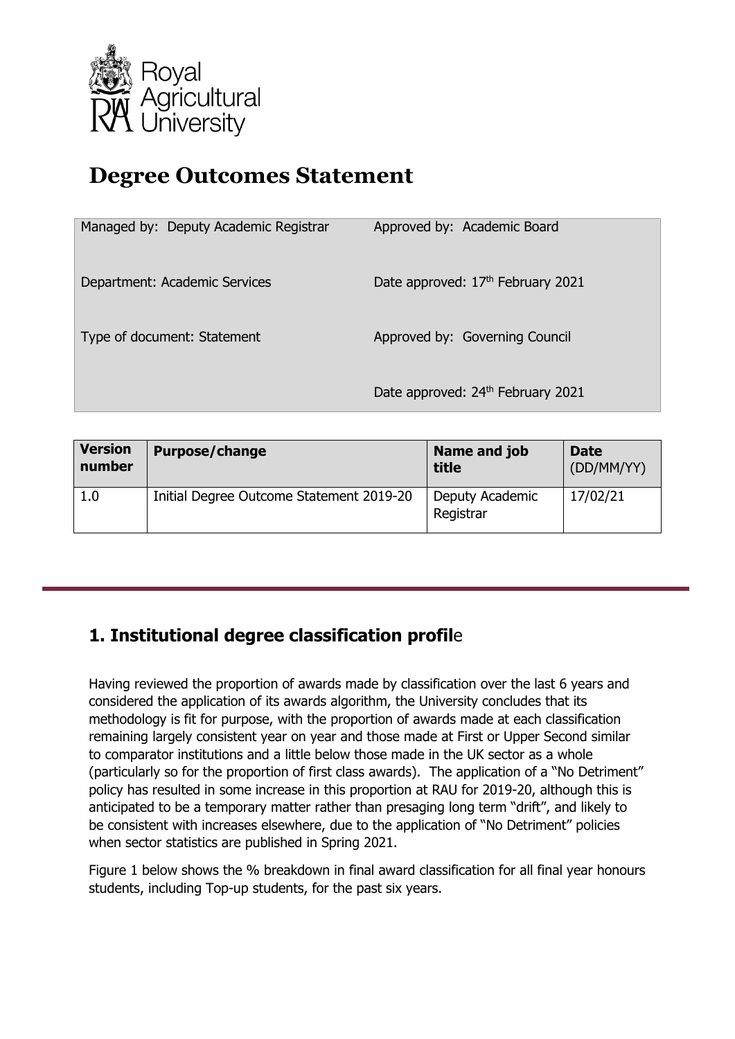Royal Agricultural University

# Degree Outcomes Statement

| | |
|---|---|
| Managed by: Deputy Academic Registrar | Approved by: Academic Board |
| Department: Academic Services | Date approved: 17th February 2021 |
| Type of document: Statement | Approved by: Governing Council |
| | Date approved: 24th February 2021 |

| Version number | Purpose/change | Name and job title | Date (DD/MM/YY) |
|---|---|---|---|
| 1.0 | Initial Degree Outcome Statement 2019-20 | Deputy Academic Registrar | 17/02/21 |

## 1. Institutional degree classification profile

Having reviewed the proportion of awards made by classification over the last 6 years and considered the application of its awards algorithm, the University concludes that its methodology is fit for purpose, with the proportion of awards made at each classification remaining largely consistent year on year and those made at First or Upper Second similar to comparator institutions and a little below those made in the UK sector as a whole (particularly so for the proportion of first class awards). The application of a "No Detriment" policy has resulted in some increase in this proportion at RAU for 2019-20, although this is anticipated to be a temporary matter rather than presaging long term "drift", and likely to be consistent with increases elsewhere, due to the application of "No Detriment" policies when sector statistics are published in Spring 2021.

Figure 1 below shows the % breakdown in final award classification for all final year honours students, including Top-up students, for the past six years.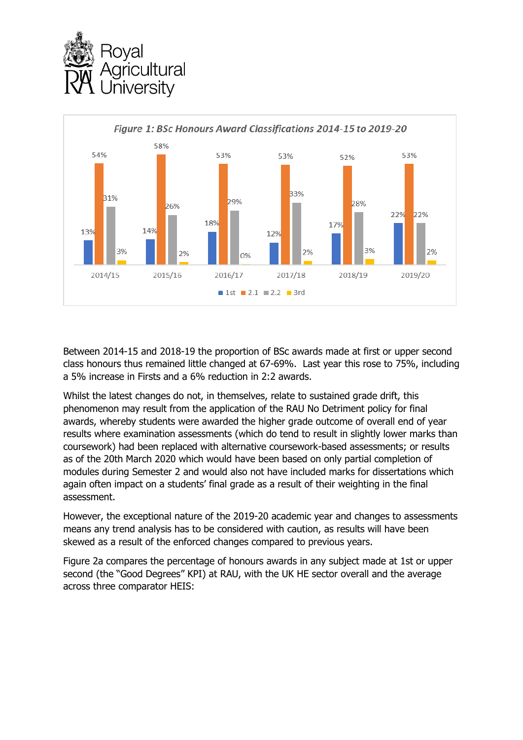*Figure 1: BSc Honours Award Classifications 2014-15 to 2019-20*

| | 2014/15 | 2015/16 | 2016/17 | 2017/18 | 2018/19 | 2019/20 |
|---|---|---|---|---|---|---|
| 1st | 13% | 14% | 18% | 12% | 17% | 22% |
| 2.1 | 54% | 58% | 53% | 53% | 52% | 53% |
| 2.2 | 31% | 26% | 29% | 33% | 28% | 22% |
| 3rd | 3% | 2% | 0% | 2% | 3% | 2% |

Between 2014-15 and 2018-19 the proportion of BSc awards made at first or upper second class honours thus remained little changed at 67-69%. Last year this rose to 75%, including a 5% increase in Firsts and a 6% reduction in 2:2 awards.

Whilst the latest changes do not, in themselves, relate to sustained grade drift, this phenomenon may result from the application of the RAU No Detriment policy for final awards, whereby students were awarded the higher grade outcome of overall end of year results where examination assessments (which do tend to result in slightly lower marks than coursework) had been replaced with alternative coursework-based assessments; or results as of the 20th March 2020 which would have been based on only partial completion of modules during Semester 2 and would also not have included marks for dissertations which again often impact on a students' final grade as a result of their weighting in the final assessment.

However, the exceptional nature of the 2019-20 academic year and changes to assessments means any trend analysis has to be considered with caution, as results will have been skewed as a result of the enforced changes compared to previous years.

Figure 2a compares the percentage of honours awards in any subject made at 1st or upper second (the "Good Degrees" KPI) at RAU, with the UK HE sector overall and the average across three comparator HEIS: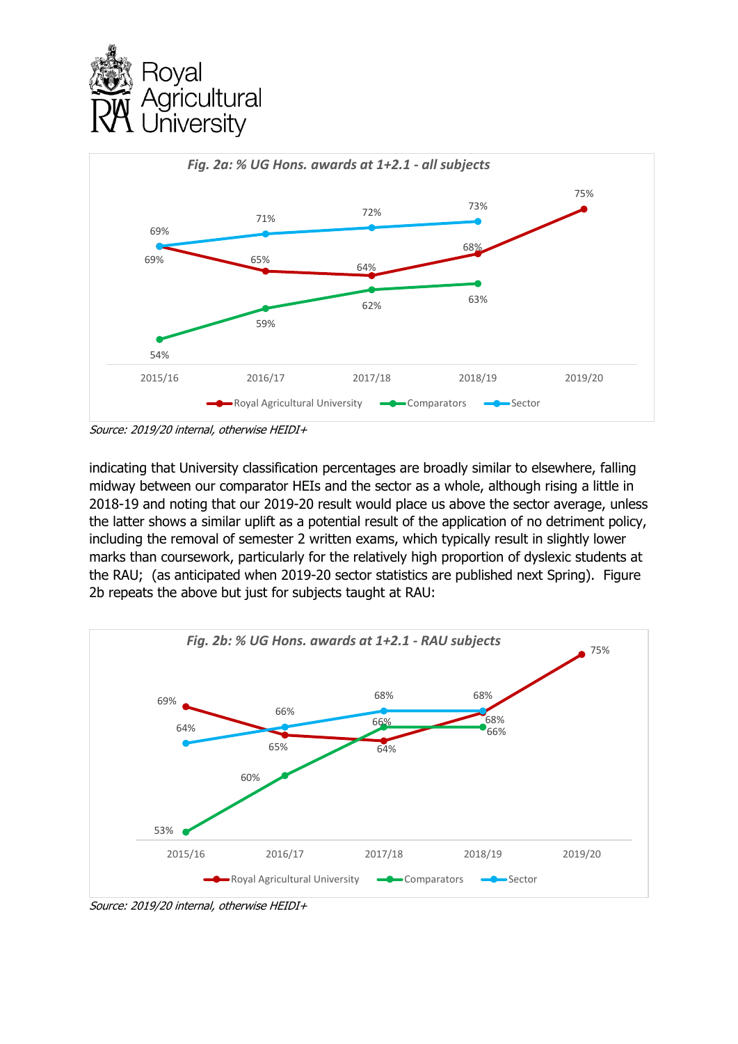*Fig. 2a: % UG Hons. awards at 1+2.1 - all subjects*

| | 2015/16 | 2016/17 | 2017/18 | 2018/19 | 2019/20 |
|---|---|---|---|---|---|
| Royal Agricultural University | 69% | 65% | 64% | 68% | 75% |
| Comparators | 54% | 59% | 62% | 63% | |
| Sector | 69% | 71% | 72% | 73% | |

*Source: 2019/20 internal, otherwise HEIDI+*

indicating that University classification percentages are broadly similar to elsewhere, falling midway between our comparator HEIs and the sector as a whole, although rising a little in 2018-19 and noting that our 2019-20 result would place us above the sector average, unless the latter shows a similar uplift as a potential result of the application of no detriment policy, including the removal of semester 2 written exams, which typically result in slightly lower marks than coursework, particularly for the relatively high proportion of dyslexic students at the RAU; (as anticipated when 2019-20 sector statistics are published next Spring). Figure 2b repeats the above but just for subjects taught at RAU:

*Fig. 2b: % UG Hons. awards at 1+2.1 - RAU subjects*

| | 2015/16 | 2016/17 | 2017/18 | 2018/19 | 2019/20 |
|---|---|---|---|---|---|
| Royal Agricultural University | 69% | 65% | 64% | 68% | 75% |
| Comparators | 53% | 60% | 66% | 66% | |
| Sector | 64% | 66% | 68% | 68% | |

*Source: 2019/20 internal, otherwise HEIDI+*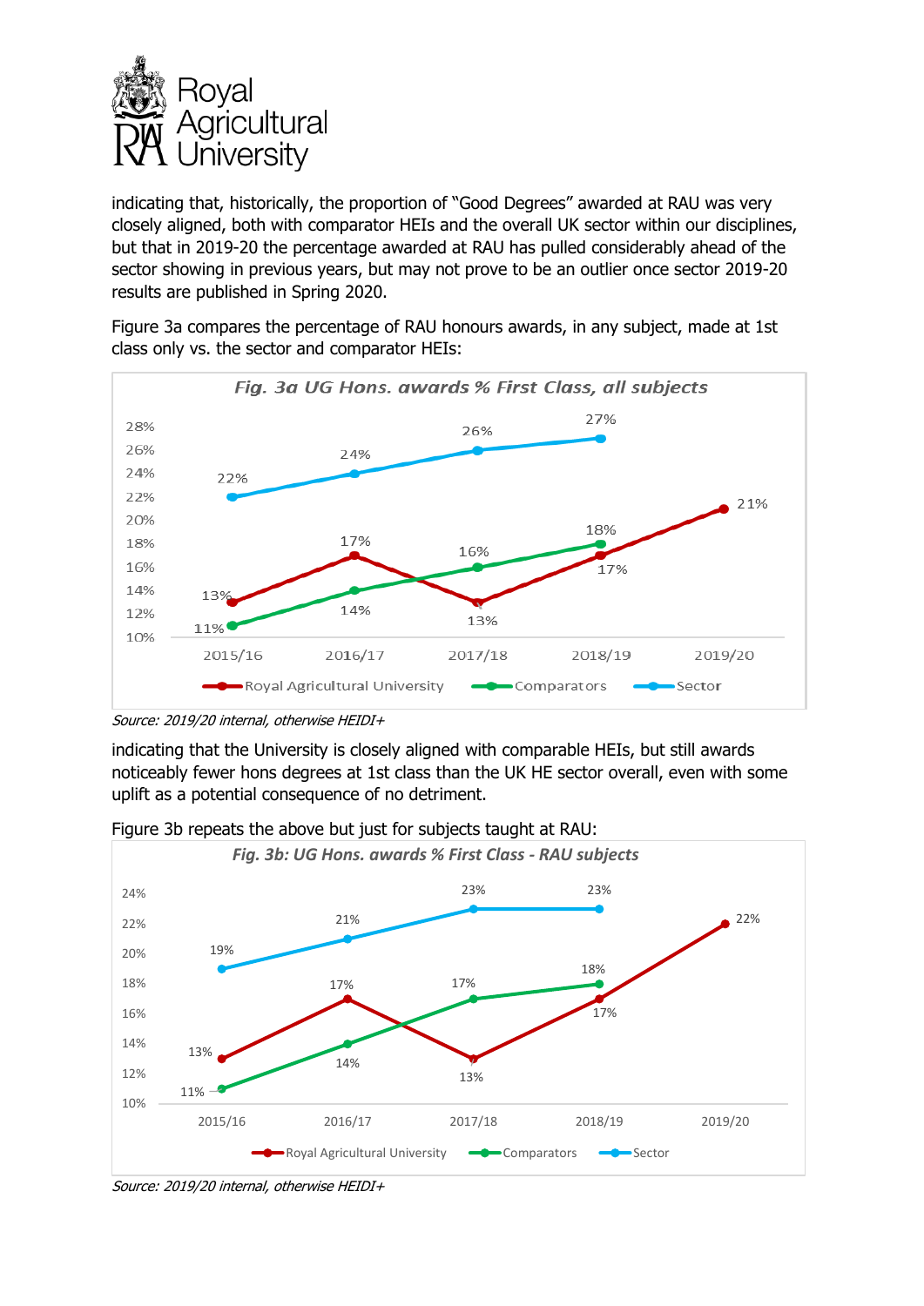indicating that, historically, the proportion of "Good Degrees" awarded at RAU was very closely aligned, both with comparator HEIs and the overall UK sector within our disciplines, but that in 2019-20 the percentage awarded at RAU has pulled considerably ahead of the sector showing in previous years, but may not prove to be an outlier once sector 2019-20 results are published in Spring 2020.

Figure 3a compares the percentage of RAU honours awards, in any subject, made at 1st class only vs. the sector and comparator HEIs:

*Fig. 3a UG Hons. awards % First Class, all subjects*

| | 2015/16 | 2016/17 | 2017/18 | 2018/19 | 2019/20 |
|---|---|---|---|---|---|
| Royal Agricultural University | 13% | 17% | 13% | 17% | 21% |
| Comparators | 11% | 14% | 16% | 18% | |
| Sector | 22% | 24% | 26% | 27% | |

*Source: 2019/20 internal, otherwise HEIDI+*

indicating that the University is closely aligned with comparable HEIs, but still awards noticeably fewer hons degrees at 1st class than the UK HE sector overall, even with some uplift as a potential consequence of no detriment.

Figure 3b repeats the above but just for subjects taught at RAU:

*Fig. 3b: UG Hons. awards % First Class - RAU subjects*

| | 2015/16 | 2016/17 | 2017/18 | 2018/19 | 2019/20 |
|---|---|---|---|---|---|
| Royal Agricultural University | 13% | 17% | 13% | 17% | 22% |
| Comparators | 11% | 14% | 17% | 18% | |
| Sector | 19% | 21% | 23% | 23% | |

*Source: 2019/20 internal, otherwise HEIDI+*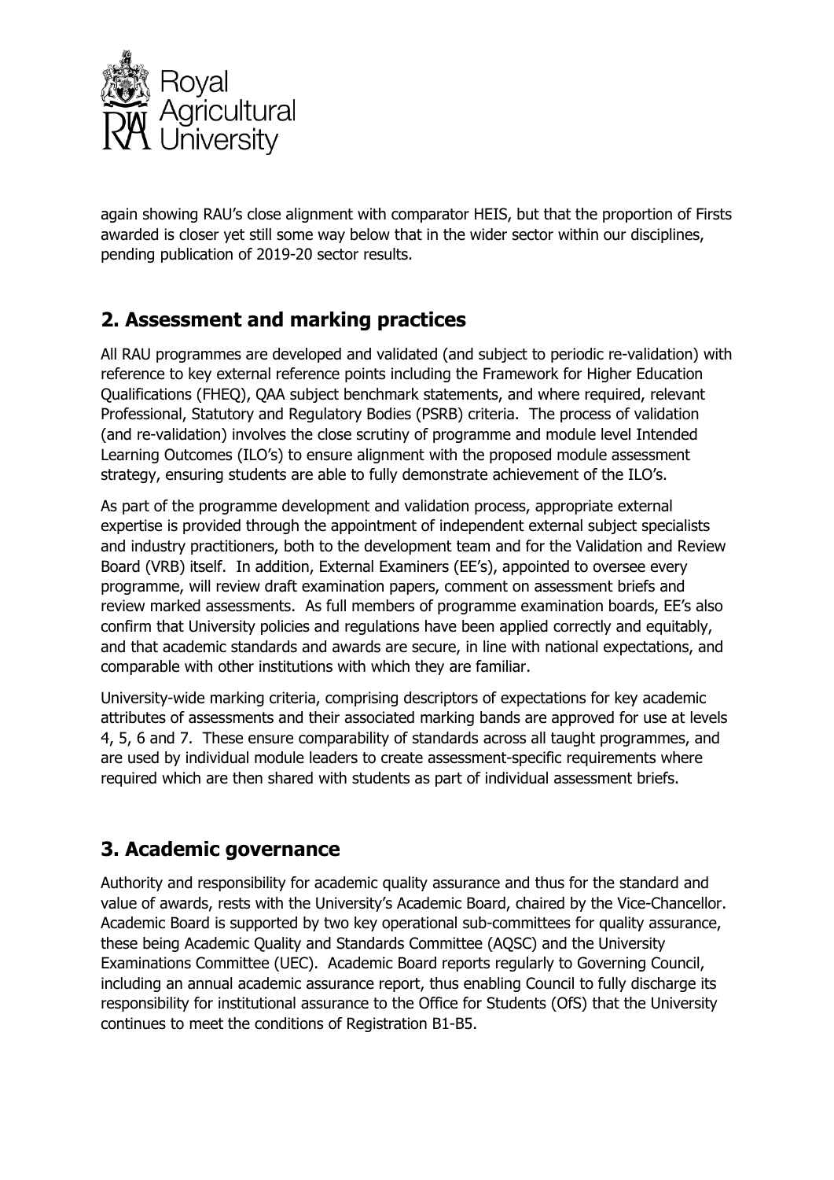again showing RAU's close alignment with comparator HEIS, but that the proportion of Firsts awarded is closer yet still some way below that in the wider sector within our disciplines, pending publication of 2019-20 sector results.

## 2. Assessment and marking practices

All RAU programmes are developed and validated (and subject to periodic re-validation) with reference to key external reference points including the Framework for Higher Education Qualifications (FHEQ), QAA subject benchmark statements, and where required, relevant Professional, Statutory and Regulatory Bodies (PSRB) criteria. The process of validation (and re-validation) involves the close scrutiny of programme and module level Intended Learning Outcomes (ILO's) to ensure alignment with the proposed module assessment strategy, ensuring students are able to fully demonstrate achievement of the ILO's.

As part of the programme development and validation process, appropriate external expertise is provided through the appointment of independent external subject specialists and industry practitioners, both to the development team and for the Validation and Review Board (VRB) itself. In addition, External Examiners (EE's), appointed to oversee every programme, will review draft examination papers, comment on assessment briefs and review marked assessments. As full members of programme examination boards, EE's also confirm that University policies and regulations have been applied correctly and equitably, and that academic standards and awards are secure, in line with national expectations, and comparable with other institutions with which they are familiar.

University-wide marking criteria, comprising descriptors of expectations for key academic attributes of assessments and their associated marking bands are approved for use at levels 4, 5, 6 and 7. These ensure comparability of standards across all taught programmes, and are used by individual module leaders to create assessment-specific requirements where required which are then shared with students as part of individual assessment briefs.

## 3. Academic governance

Authority and responsibility for academic quality assurance and thus for the standard and value of awards, rests with the University's Academic Board, chaired by the Vice-Chancellor. Academic Board is supported by two key operational sub-committees for quality assurance, these being Academic Quality and Standards Committee (AQSC) and the University Examinations Committee (UEC). Academic Board reports regularly to Governing Council, including an annual academic assurance report, thus enabling Council to fully discharge its responsibility for institutional assurance to the Office for Students (OfS) that the University continues to meet the conditions of Registration B1-B5.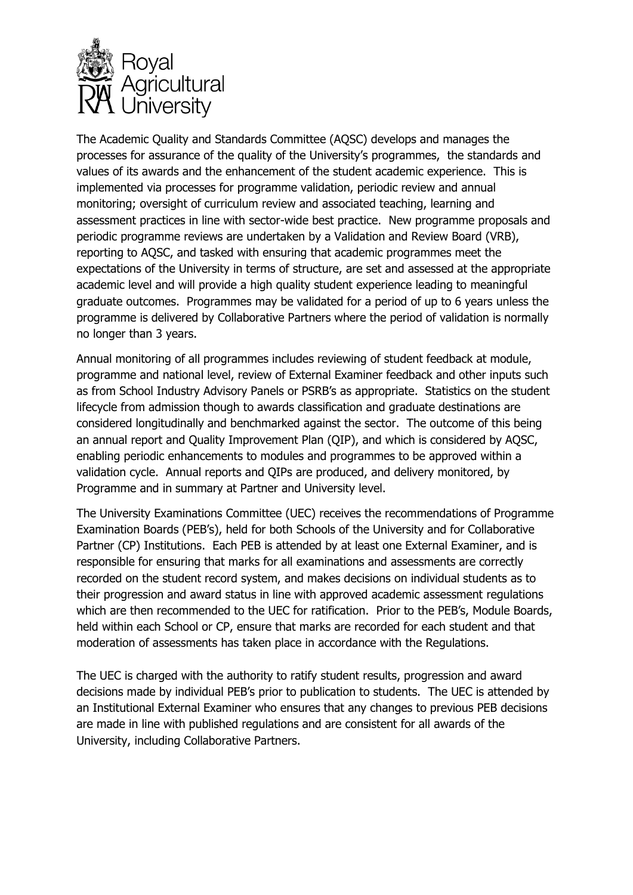The Academic Quality and Standards Committee (AQSC) develops and manages the processes for assurance of the quality of the University's programmes, the standards and values of its awards and the enhancement of the student academic experience. This is implemented via processes for programme validation, periodic review and annual monitoring; oversight of curriculum review and associated teaching, learning and assessment practices in line with sector-wide best practice. New programme proposals and periodic programme reviews are undertaken by a Validation and Review Board (VRB), reporting to AQSC, and tasked with ensuring that academic programmes meet the expectations of the University in terms of structure, are set and assessed at the appropriate academic level and will provide a high quality student experience leading to meaningful graduate outcomes. Programmes may be validated for a period of up to 6 years unless the programme is delivered by Collaborative Partners where the period of validation is normally no longer than 3 years.

Annual monitoring of all programmes includes reviewing of student feedback at module, programme and national level, review of External Examiner feedback and other inputs such as from School Industry Advisory Panels or PSRB's as appropriate. Statistics on the student lifecycle from admission though to awards classification and graduate destinations are considered longitudinally and benchmarked against the sector. The outcome of this being an annual report and Quality Improvement Plan (QIP), and which is considered by AQSC, enabling periodic enhancements to modules and programmes to be approved within a validation cycle. Annual reports and QIPs are produced, and delivery monitored, by Programme and in summary at Partner and University level.

The University Examinations Committee (UEC) receives the recommendations of Programme Examination Boards (PEB's), held for both Schools of the University and for Collaborative Partner (CP) Institutions. Each PEB is attended by at least one External Examiner, and is responsible for ensuring that marks for all examinations and assessments are correctly recorded on the student record system, and makes decisions on individual students as to their progression and award status in line with approved academic assessment regulations which are then recommended to the UEC for ratification. Prior to the PEB's, Module Boards, held within each School or CP, ensure that marks are recorded for each student and that moderation of assessments has taken place in accordance with the Regulations.

The UEC is charged with the authority to ratify student results, progression and award decisions made by individual PEB's prior to publication to students. The UEC is attended by an Institutional External Examiner who ensures that any changes to previous PEB decisions are made in line with published regulations and are consistent for all awards of the University, including Collaborative Partners.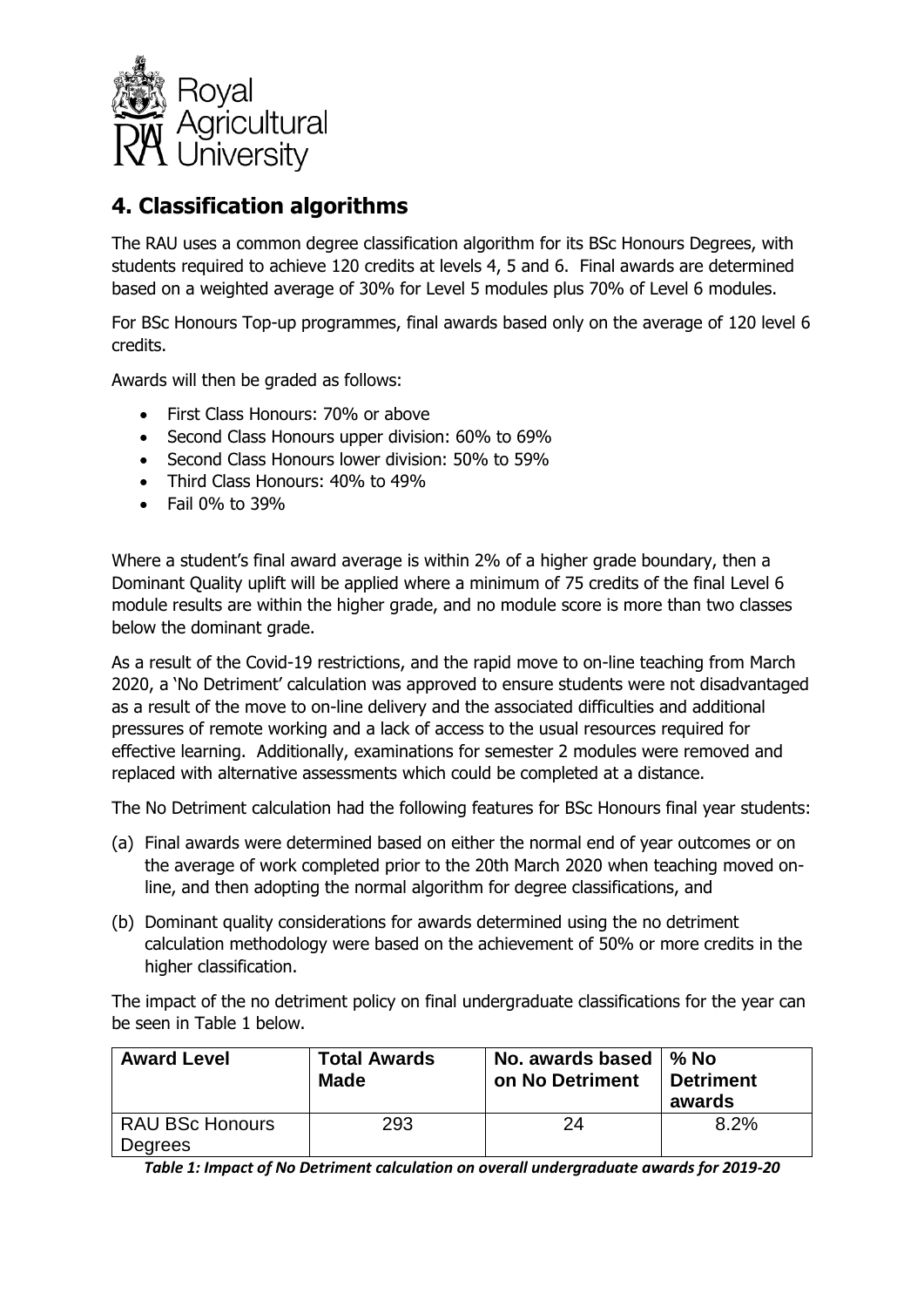## 4. Classification algorithms

The RAU uses a common degree classification algorithm for its BSc Honours Degrees, with students required to achieve 120 credits at levels 4, 5 and 6. Final awards are determined based on a weighted average of 30% for Level 5 modules plus 70% of Level 6 modules.

For BSc Honours Top-up programmes, final awards based only on the average of 120 level 6 credits.

Awards will then be graded as follows:

- First Class Honours: 70% or above
- Second Class Honours upper division: 60% to 69%
- Second Class Honours lower division: 50% to 59%
- Third Class Honours: 40% to 49%
- Fail 0% to 39%

Where a student's final award average is within 2% of a higher grade boundary, then a Dominant Quality uplift will be applied where a minimum of 75 credits of the final Level 6 module results are within the higher grade, and no module score is more than two classes below the dominant grade.

As a result of the Covid-19 restrictions, and the rapid move to on-line teaching from March 2020, a 'No Detriment' calculation was approved to ensure students were not disadvantaged as a result of the move to on-line delivery and the associated difficulties and additional pressures of remote working and a lack of access to the usual resources required for effective learning. Additionally, examinations for semester 2 modules were removed and replaced with alternative assessments which could be completed at a distance.

The No Detriment calculation had the following features for BSc Honours final year students:

(a) Final awards were determined based on either the normal end of year outcomes or on the average of work completed prior to the 20th March 2020 when teaching moved on-line, and then adopting the normal algorithm for degree classifications, and

(b) Dominant quality considerations for awards determined using the no detriment calculation methodology were based on the achievement of 50% or more credits in the higher classification.

The impact of the no detriment policy on final undergraduate classifications for the year can be seen in Table 1 below.

| Award Level | Total Awards Made | No. awards based on No Detriment | % No Detriment awards |
|---|---|---|---|
| RAU BSc Honours Degrees | 293 | 24 | 8.2% |

***Table 1: Impact of No Detriment calculation on overall undergraduate awards for 2019-20***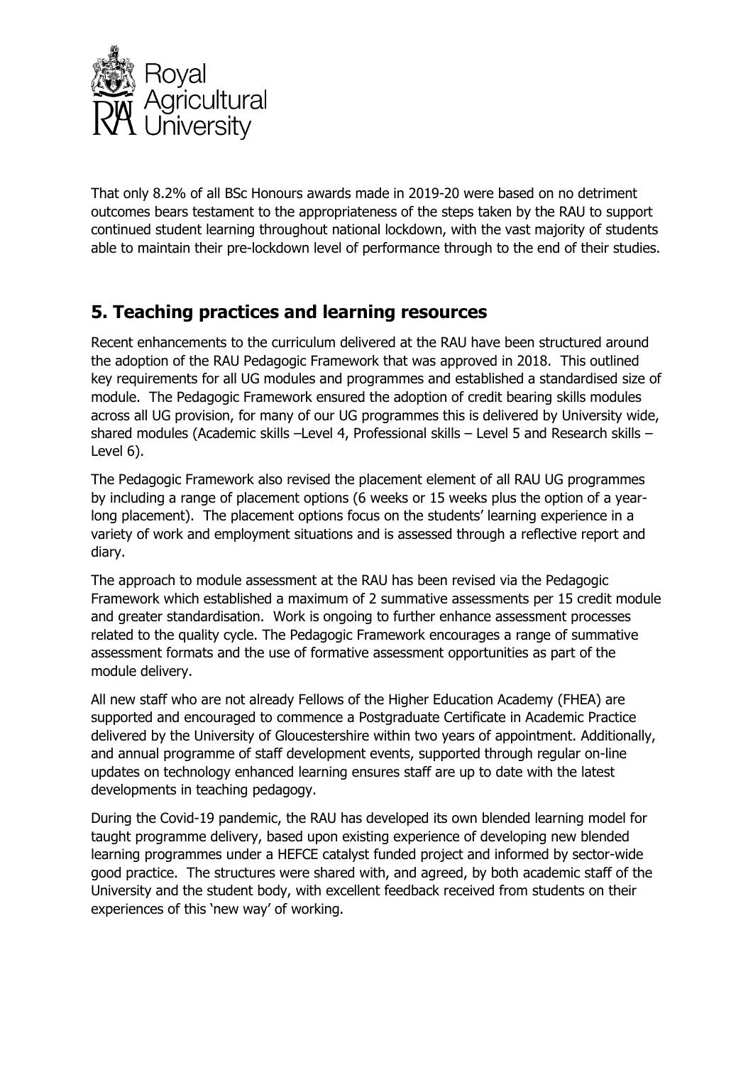That only 8.2% of all BSc Honours awards made in 2019-20 were based on no detriment outcomes bears testament to the appropriateness of the steps taken by the RAU to support continued student learning throughout national lockdown, with the vast majority of students able to maintain their pre-lockdown level of performance through to the end of their studies.

## 5. Teaching practices and learning resources

Recent enhancements to the curriculum delivered at the RAU have been structured around the adoption of the RAU Pedagogic Framework that was approved in 2018. This outlined key requirements for all UG modules and programmes and established a standardised size of module. The Pedagogic Framework ensured the adoption of credit bearing skills modules across all UG provision, for many of our UG programmes this is delivered by University wide, shared modules (Academic skills –Level 4, Professional skills – Level 5 and Research skills – Level 6).

The Pedagogic Framework also revised the placement element of all RAU UG programmes by including a range of placement options (6 weeks or 15 weeks plus the option of a year-long placement). The placement options focus on the students' learning experience in a variety of work and employment situations and is assessed through a reflective report and diary.

The approach to module assessment at the RAU has been revised via the Pedagogic Framework which established a maximum of 2 summative assessments per 15 credit module and greater standardisation. Work is ongoing to further enhance assessment processes related to the quality cycle. The Pedagogic Framework encourages a range of summative assessment formats and the use of formative assessment opportunities as part of the module delivery.

All new staff who are not already Fellows of the Higher Education Academy (FHEA) are supported and encouraged to commence a Postgraduate Certificate in Academic Practice delivered by the University of Gloucestershire within two years of appointment. Additionally, and annual programme of staff development events, supported through regular on-line updates on technology enhanced learning ensures staff are up to date with the latest developments in teaching pedagogy.

During the Covid-19 pandemic, the RAU has developed its own blended learning model for taught programme delivery, based upon existing experience of developing new blended learning programmes under a HEFCE catalyst funded project and informed by sector-wide good practice. The structures were shared with, and agreed, by both academic staff of the University and the student body, with excellent feedback received from students on their experiences of this 'new way' of working.